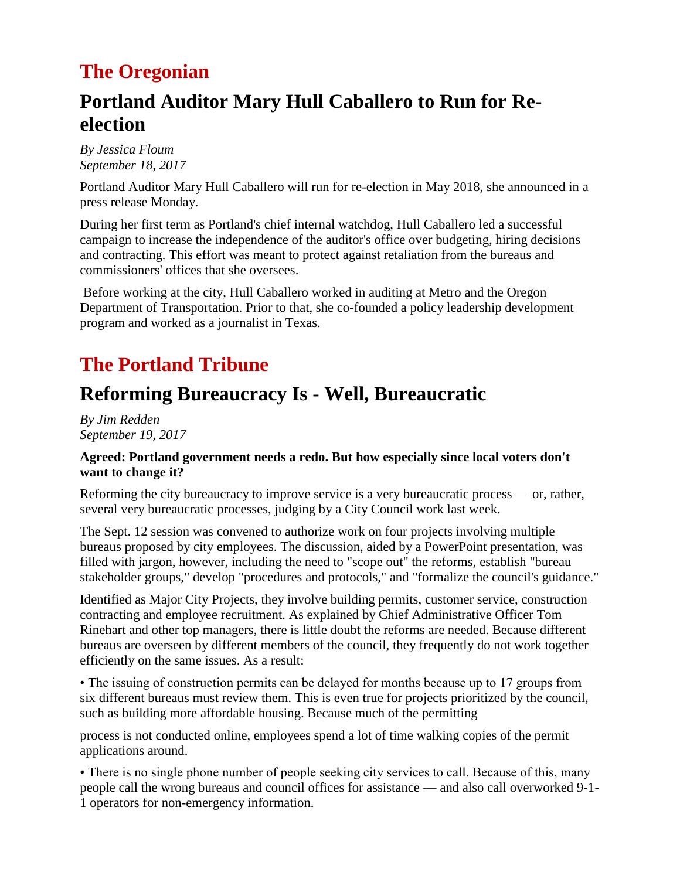# The Oregonian

## Portland Auditor Mary Hull Caballero to Run for Re-election

*By Jessica Floum*
*September 18, 2017*

Portland Auditor Mary Hull Caballero will run for re-election in May 2018, she announced in a press release Monday.

During her first term as Portland's chief internal watchdog, Hull Caballero led a successful campaign to increase the independence of the auditor's office over budgeting, hiring decisions and contracting. This effort was meant to protect against retaliation from the bureaus and commissioners' offices that she oversees.

Before working at the city, Hull Caballero worked in auditing at Metro and the Oregon Department of Transportation. Prior to that, she co-founded a policy leadership development program and worked as a journalist in Texas.

# The Portland Tribune

## Reforming Bureaucracy Is - Well, Bureaucratic

*By Jim Redden*
*September 19, 2017*

**Agreed: Portland government needs a redo. But how especially since local voters don't want to change it?**

Reforming the city bureaucracy to improve service is a very bureaucratic process — or, rather, several very bureaucratic processes, judging by a City Council work last week.

The Sept. 12 session was convened to authorize work on four projects involving multiple bureaus proposed by city employees. The discussion, aided by a PowerPoint presentation, was filled with jargon, however, including the need to "scope out" the reforms, establish "bureau stakeholder groups," develop "procedures and protocols," and "formalize the council's guidance."

Identified as Major City Projects, they involve building permits, customer service, construction contracting and employee recruitment. As explained by Chief Administrative Officer Tom Rinehart and other top managers, there is little doubt the reforms are needed. Because different bureaus are overseen by different members of the council, they frequently do not work together efficiently on the same issues. As a result:

• The issuing of construction permits can be delayed for months because up to 17 groups from six different bureaus must review them. This is even true for projects prioritized by the council, such as building more affordable housing. Because much of the permitting process is not conducted online, employees spend a lot of time walking copies of the permit applications around.

• There is no single phone number of people seeking city services to call. Because of this, many people call the wrong bureaus and council offices for assistance — and also call overworked 9-1-1 operators for non-emergency information.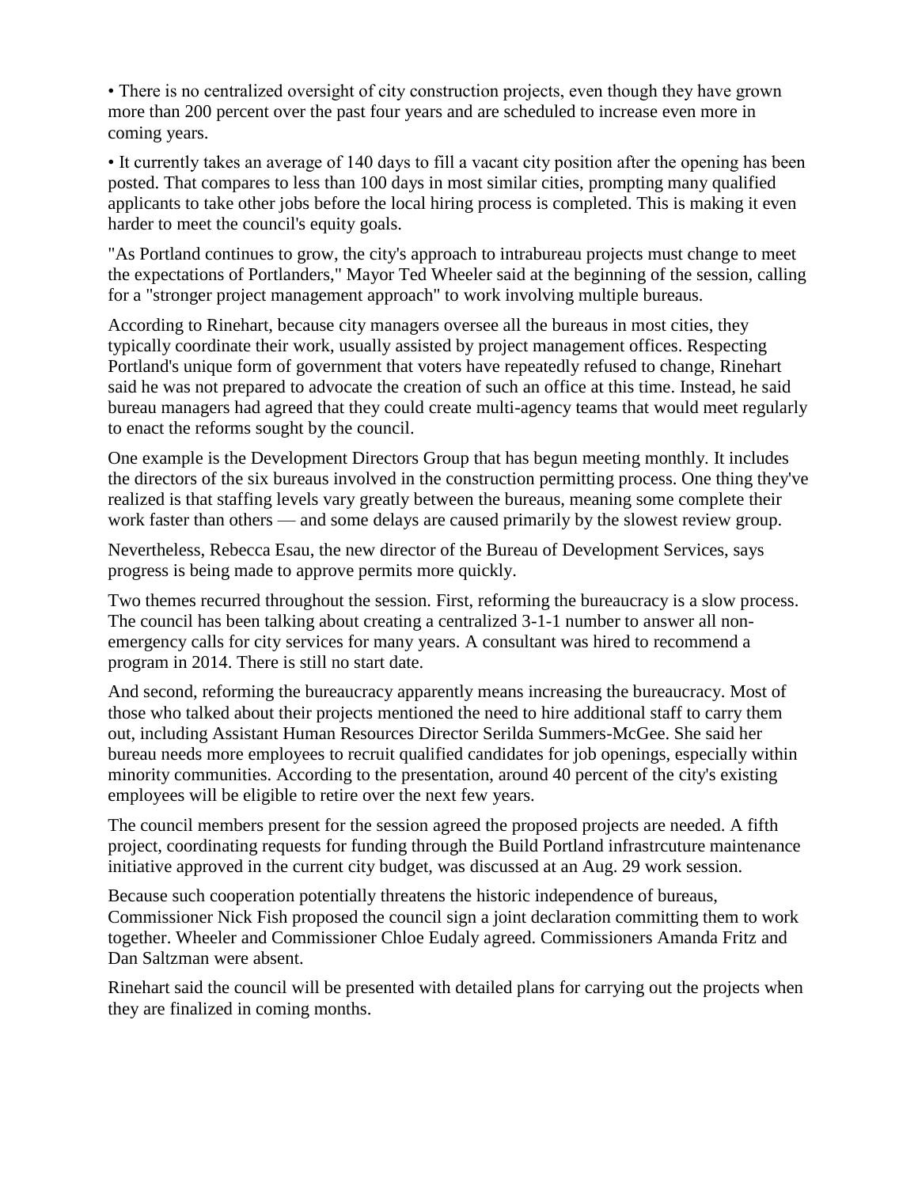• There is no centralized oversight of city construction projects, even though they have grown more than 200 percent over the past four years and are scheduled to increase even more in coming years.

• It currently takes an average of 140 days to fill a vacant city position after the opening has been posted. That compares to less than 100 days in most similar cities, prompting many qualified applicants to take other jobs before the local hiring process is completed. This is making it even harder to meet the council's equity goals.

"As Portland continues to grow, the city's approach to intrabureau projects must change to meet the expectations of Portlanders," Mayor Ted Wheeler said at the beginning of the session, calling for a "stronger project management approach" to work involving multiple bureaus.

According to Rinehart, because city managers oversee all the bureaus in most cities, they typically coordinate their work, usually assisted by project management offices. Respecting Portland's unique form of government that voters have repeatedly refused to change, Rinehart said he was not prepared to advocate the creation of such an office at this time. Instead, he said bureau managers had agreed that they could create multi-agency teams that would meet regularly to enact the reforms sought by the council.

One example is the Development Directors Group that has begun meeting monthly. It includes the directors of the six bureaus involved in the construction permitting process. One thing they've realized is that staffing levels vary greatly between the bureaus, meaning some complete their work faster than others — and some delays are caused primarily by the slowest review group.

Nevertheless, Rebecca Esau, the new director of the Bureau of Development Services, says progress is being made to approve permits more quickly.

Two themes recurred throughout the session. First, reforming the bureaucracy is a slow process. The council has been talking about creating a centralized 3-1-1 number to answer all non-emergency calls for city services for many years. A consultant was hired to recommend a program in 2014. There is still no start date.

And second, reforming the bureaucracy apparently means increasing the bureaucracy. Most of those who talked about their projects mentioned the need to hire additional staff to carry them out, including Assistant Human Resources Director Serilda Summers-McGee. She said her bureau needs more employees to recruit qualified candidates for job openings, especially within minority communities. According to the presentation, around 40 percent of the city's existing employees will be eligible to retire over the next few years.

The council members present for the session agreed the proposed projects are needed. A fifth project, coordinating requests for funding through the Build Portland infrastrcuture maintenance initiative approved in the current city budget, was discussed at an Aug. 29 work session.

Because such cooperation potentially threatens the historic independence of bureaus, Commissioner Nick Fish proposed the council sign a joint declaration committing them to work together. Wheeler and Commissioner Chloe Eudaly agreed. Commissioners Amanda Fritz and Dan Saltzman were absent.

Rinehart said the council will be presented with detailed plans for carrying out the projects when they are finalized in coming months.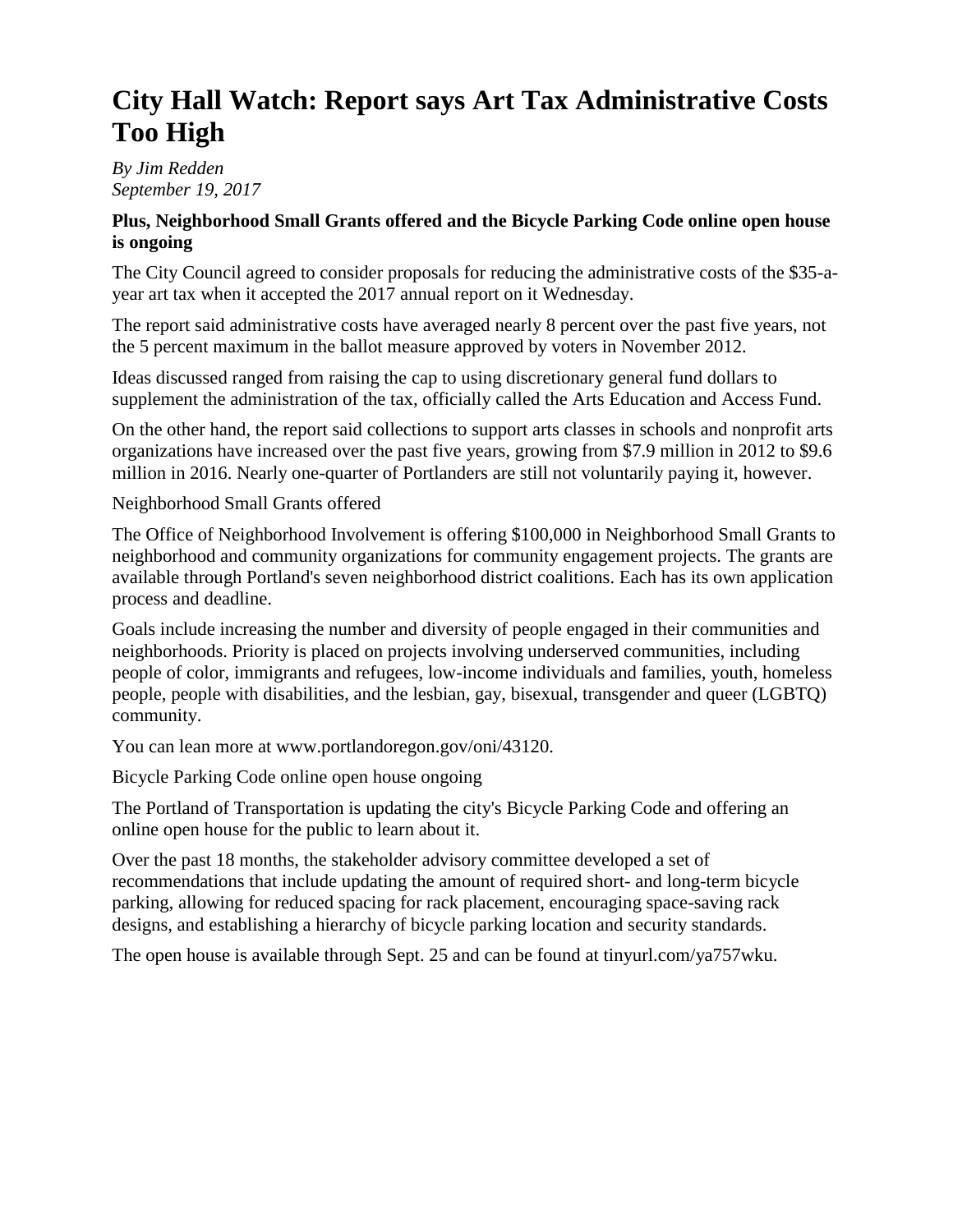# City Hall Watch: Report says Art Tax Administrative Costs Too High

*By Jim Redden*
*September 19, 2017*

**Plus, Neighborhood Small Grants offered and the Bicycle Parking Code online open house is ongoing**

The City Council agreed to consider proposals for reducing the administrative costs of the $35-a-year art tax when it accepted the 2017 annual report on it Wednesday.

The report said administrative costs have averaged nearly 8 percent over the past five years, not the 5 percent maximum in the ballot measure approved by voters in November 2012.

Ideas discussed ranged from raising the cap to using discretionary general fund dollars to supplement the administration of the tax, officially called the Arts Education and Access Fund.

On the other hand, the report said collections to support arts classes in schools and nonprofit arts organizations have increased over the past five years, growing from $7.9 million in 2012 to $9.6 million in 2016. Nearly one-quarter of Portlanders are still not voluntarily paying it, however.

Neighborhood Small Grants offered

The Office of Neighborhood Involvement is offering $100,000 in Neighborhood Small Grants to neighborhood and community organizations for community engagement projects. The grants are available through Portland's seven neighborhood district coalitions. Each has its own application process and deadline.

Goals include increasing the number and diversity of people engaged in their communities and neighborhoods. Priority is placed on projects involving underserved communities, including people of color, immigrants and refugees, low-income individuals and families, youth, homeless people, people with disabilities, and the lesbian, gay, bisexual, transgender and queer (LGBTQ) community.

You can lean more at www.portlandoregon.gov/oni/43120.

Bicycle Parking Code online open house ongoing

The Portland of Transportation is updating the city's Bicycle Parking Code and offering an online open house for the public to learn about it.

Over the past 18 months, the stakeholder advisory committee developed a set of recommendations that include updating the amount of required short- and long-term bicycle parking, allowing for reduced spacing for rack placement, encouraging space-saving rack designs, and establishing a hierarchy of bicycle parking location and security standards.

The open house is available through Sept. 25 and can be found at tinyurl.com/ya757wku.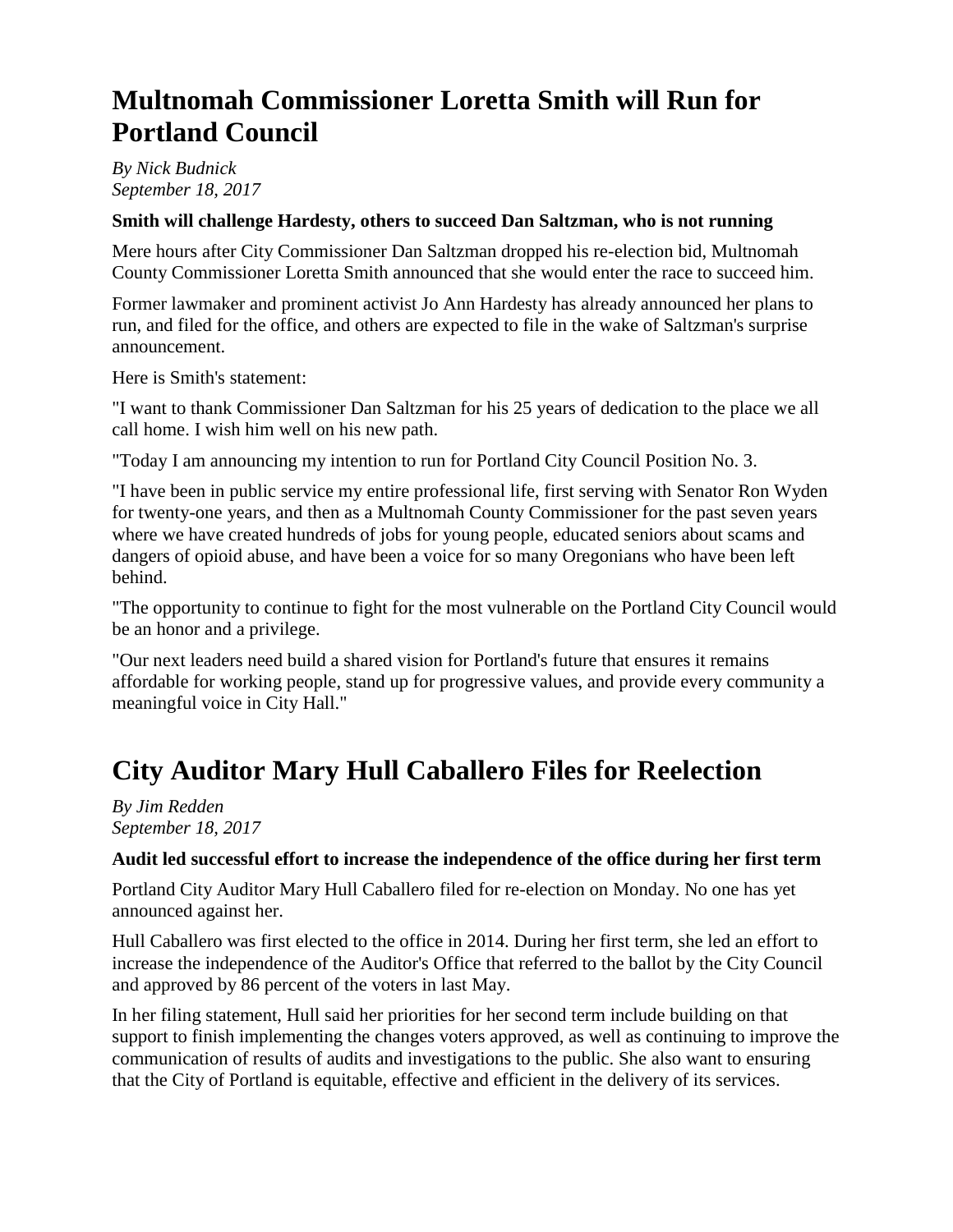# Multnomah Commissioner Loretta Smith will Run for Portland Council

*By Nick Budnick*
*September 18, 2017*

**Smith will challenge Hardesty, others to succeed Dan Saltzman, who is not running**

Mere hours after City Commissioner Dan Saltzman dropped his re-election bid, Multnomah County Commissioner Loretta Smith announced that she would enter the race to succeed him.

Former lawmaker and prominent activist Jo Ann Hardesty has already announced her plans to run, and filed for the office, and others are expected to file in the wake of Saltzman's surprise announcement.

Here is Smith's statement:

"I want to thank Commissioner Dan Saltzman for his 25 years of dedication to the place we all call home. I wish him well on his new path.

"Today I am announcing my intention to run for Portland City Council Position No. 3.

"I have been in public service my entire professional life, first serving with Senator Ron Wyden for twenty-one years, and then as a Multnomah County Commissioner for the past seven years where we have created hundreds of jobs for young people, educated seniors about scams and dangers of opioid abuse, and have been a voice for so many Oregonians who have been left behind.

"The opportunity to continue to fight for the most vulnerable on the Portland City Council would be an honor and a privilege.

"Our next leaders need build a shared vision for Portland's future that ensures it remains affordable for working people, stand up for progressive values, and provide every community a meaningful voice in City Hall."

# City Auditor Mary Hull Caballero Files for Reelection

*By Jim Redden*
*September 18, 2017*

**Audit led successful effort to increase the independence of the office during her first term**

Portland City Auditor Mary Hull Caballero filed for re-election on Monday. No one has yet announced against her.

Hull Caballero was first elected to the office in 2014. During her first term, she led an effort to increase the independence of the Auditor's Office that referred to the ballot by the City Council and approved by 86 percent of the voters in last May.

In her filing statement, Hull said her priorities for her second term include building on that support to finish implementing the changes voters approved, as well as continuing to improve the communication of results of audits and investigations to the public. She also want to ensuring that the City of Portland is equitable, effective and efficient in the delivery of its services.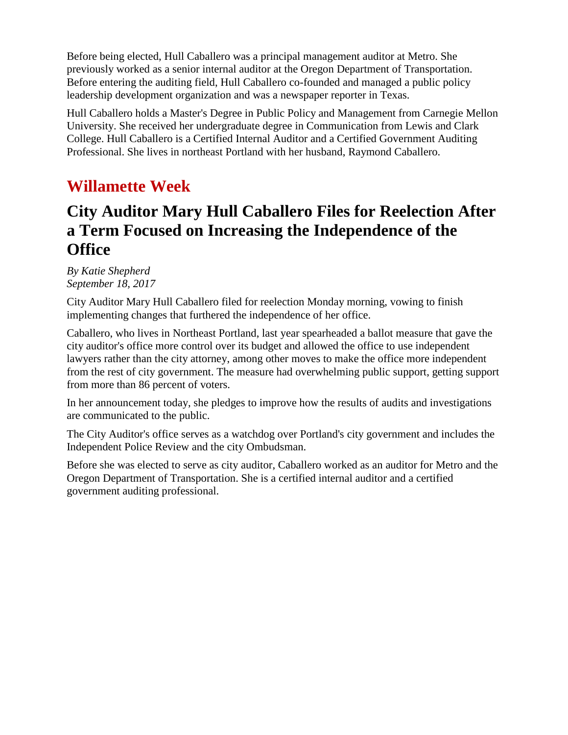Before being elected, Hull Caballero was a principal management auditor at Metro. She previously worked as a senior internal auditor at the Oregon Department of Transportation. Before entering the auditing field, Hull Caballero co-founded and managed a public policy leadership development organization and was a newspaper reporter in Texas.

Hull Caballero holds a Master's Degree in Public Policy and Management from Carnegie Mellon University. She received her undergraduate degree in Communication from Lewis and Clark College. Hull Caballero is a Certified Internal Auditor and a Certified Government Auditing Professional. She lives in northeast Portland with her husband, Raymond Caballero.

## Willamette Week

# City Auditor Mary Hull Caballero Files for Reelection After a Term Focused on Increasing the Independence of the Office

*By Katie Shepherd*
*September 18, 2017*

City Auditor Mary Hull Caballero filed for reelection Monday morning, vowing to finish implementing changes that furthered the independence of her office.

Caballero, who lives in Northeast Portland, last year spearheaded a ballot measure that gave the city auditor's office more control over its budget and allowed the office to use independent lawyers rather than the city attorney, among other moves to make the office more independent from the rest of city government. The measure had overwhelming public support, getting support from more than 86 percent of voters.

In her announcement today, she pledges to improve how the results of audits and investigations are communicated to the public.

The City Auditor's office serves as a watchdog over Portland's city government and includes the Independent Police Review and the city Ombudsman.

Before she was elected to serve as city auditor, Caballero worked as an auditor for Metro and the Oregon Department of Transportation. She is a certified internal auditor and a certified government auditing professional.